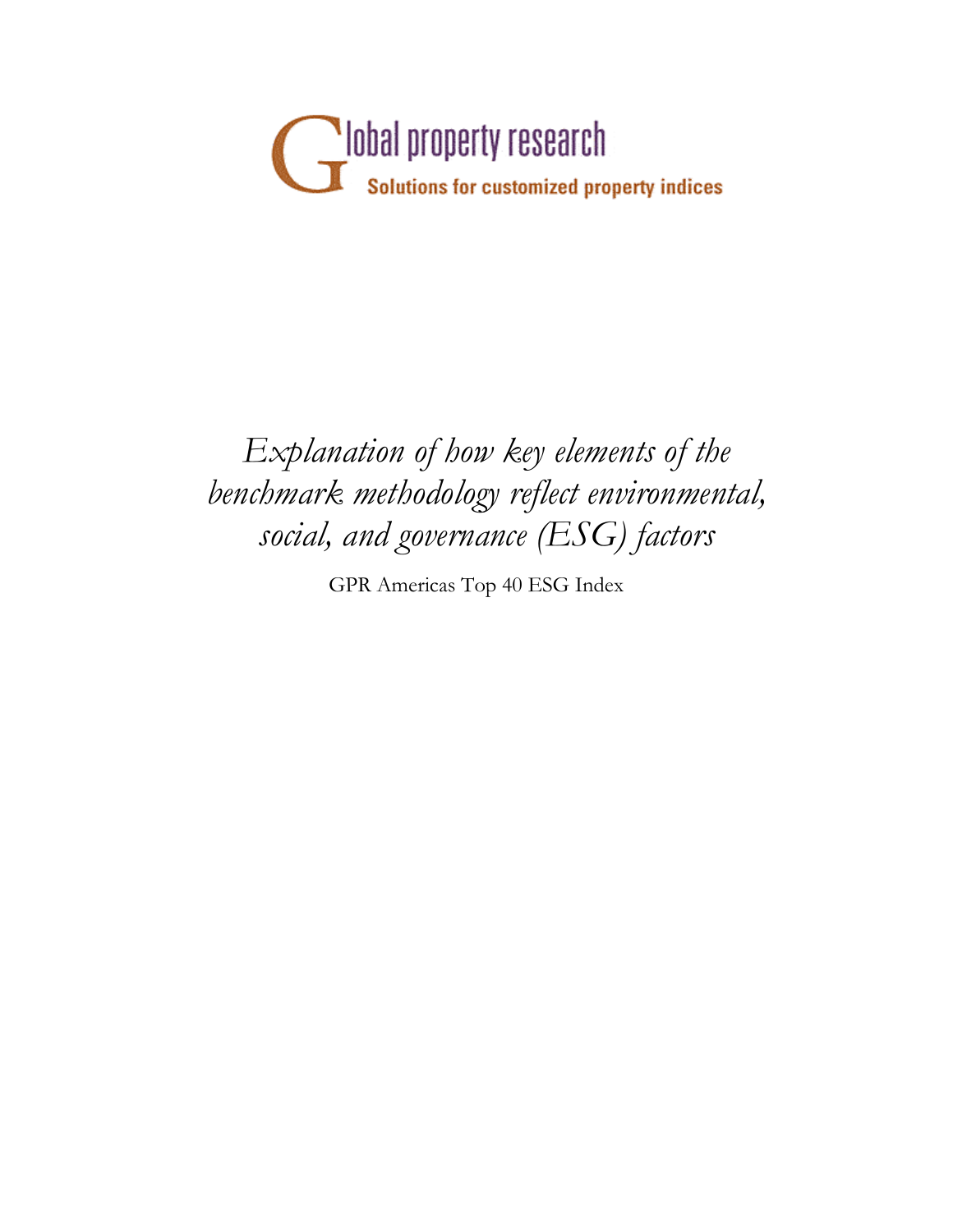Global property research

Solutions for customized property indices

# *Explanation of how key elements of the benchmark methodology reflect environmental, social, and governance (ESG) factors*

GPR Americas Top 40 ESG Index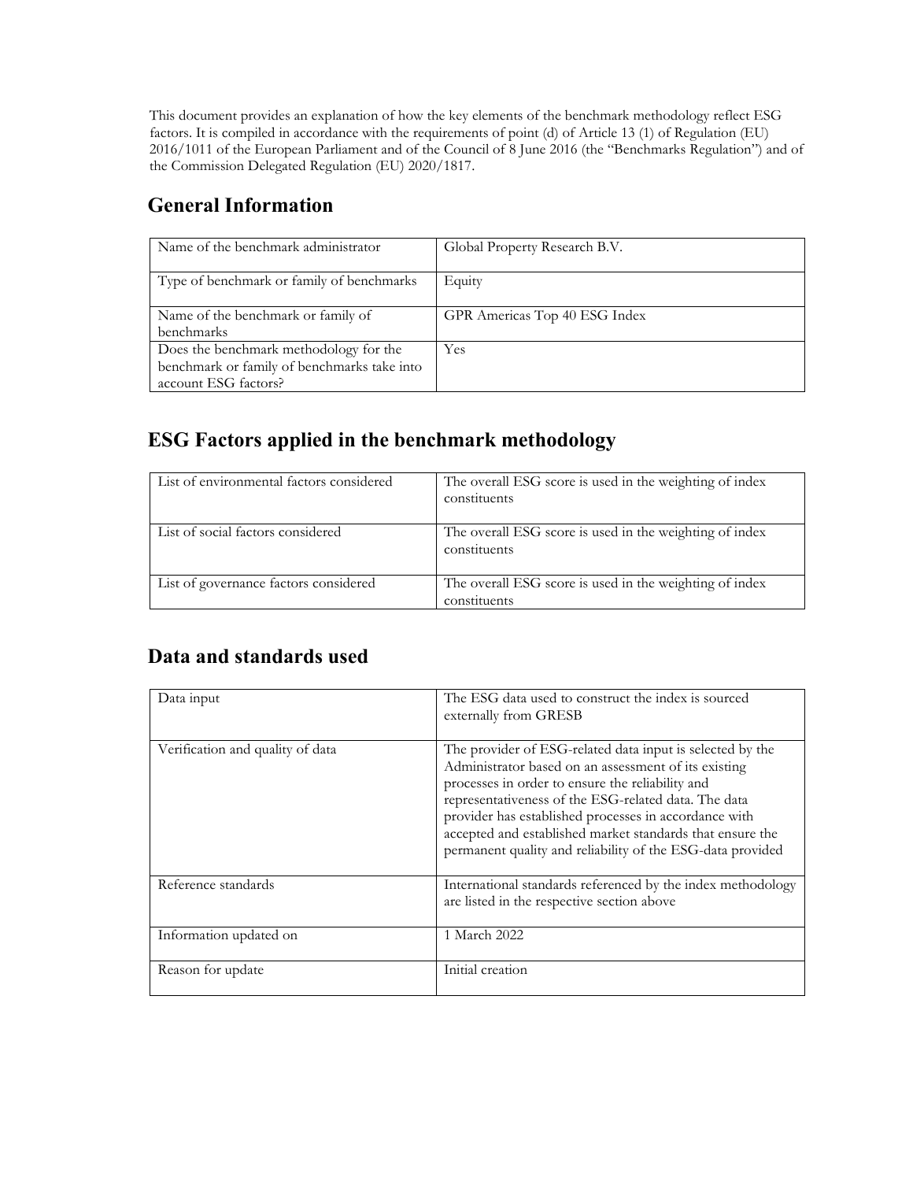This document provides an explanation of how the key elements of the benchmark methodology reflect ESG factors. It is compiled in accordance with the requirements of point (d) of Article 13 (1) of Regulation (EU) 2016/1011 of the European Parliament and of the Council of 8 June 2016 (the "Benchmarks Regulation") and of the Commission Delegated Regulation (EU) 2020/1817.

## General Information

| | |
|---|---|
| Name of the benchmark administrator | Global Property Research B.V. |
| Type of benchmark or family of benchmarks | Equity |
| Name of the benchmark or family of benchmarks | GPR Americas Top 40 ESG Index |
| Does the benchmark methodology for the benchmark or family of benchmarks take into account ESG factors? | Yes |

## ESG Factors applied in the benchmark methodology

| | |
|---|---|
| List of environmental factors considered | The overall ESG score is used in the weighting of index constituents |
| List of social factors considered | The overall ESG score is used in the weighting of index constituents |
| List of governance factors considered | The overall ESG score is used in the weighting of index constituents |

## Data and standards used

| | |
|---|---|
| Data input | The ESG data used to construct the index is sourced externally from GRESB |
| Verification and quality of data | The provider of ESG-related data input is selected by the Administrator based on an assessment of its existing processes in order to ensure the reliability and representativeness of the ESG-related data. The data provider has established processes in accordance with accepted and established market standards that ensure the permanent quality and reliability of the ESG-data provided |
| Reference standards | International standards referenced by the index methodology are listed in the respective section above |
| Information updated on | 1 March 2022 |
| Reason for update | Initial creation |